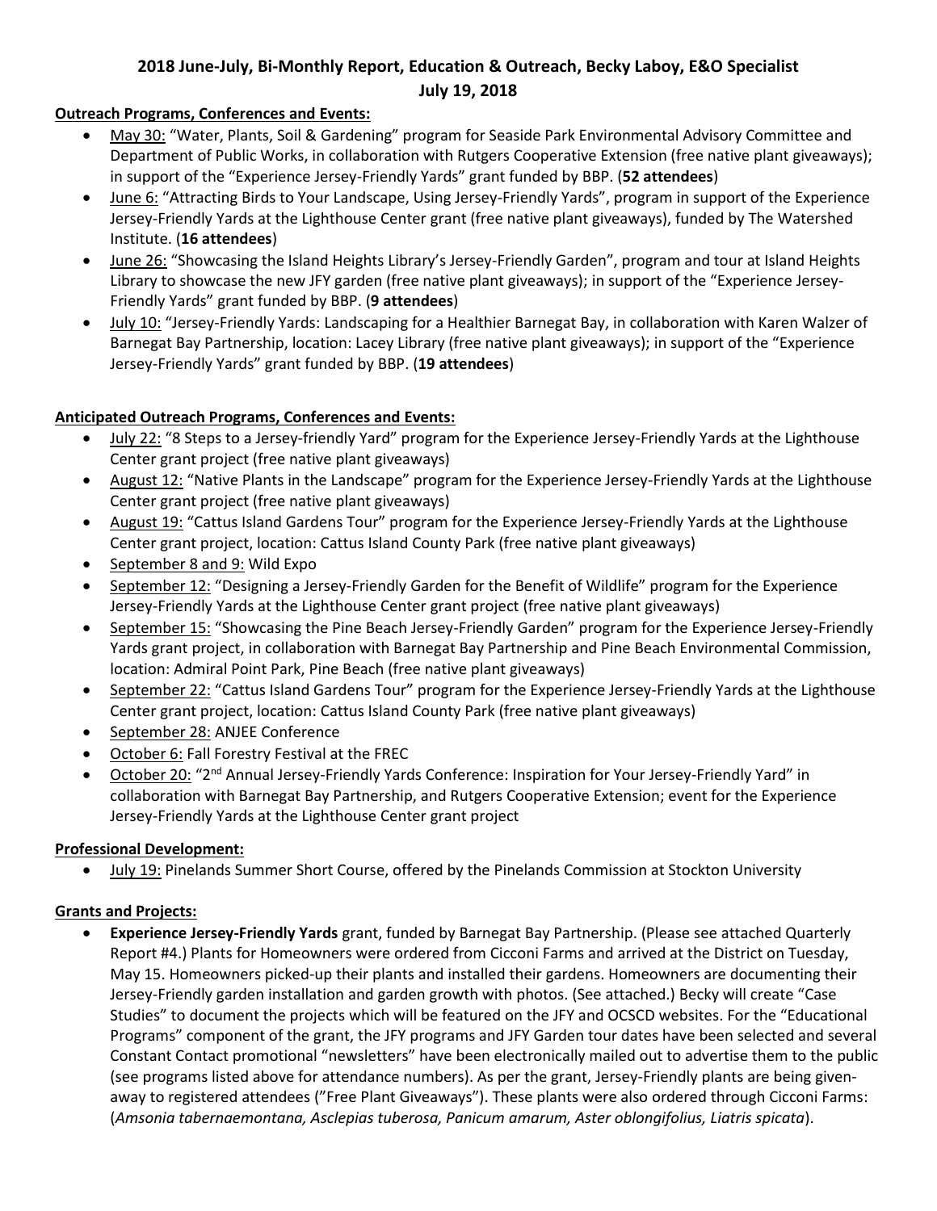# 2018 June-July, Bi-Monthly Report, Education & Outreach, Becky Laboy, E&O Specialist

## July 19, 2018

**Outreach Programs, Conferences and Events:**

- May 30: "Water, Plants, Soil & Gardening" program for Seaside Park Environmental Advisory Committee and Department of Public Works, in collaboration with Rutgers Cooperative Extension (free native plant giveaways); in support of the "Experience Jersey-Friendly Yards" grant funded by BBP. (**52 attendees**)
- June 6: "Attracting Birds to Your Landscape, Using Jersey-Friendly Yards", program in support of the Experience Jersey-Friendly Yards at the Lighthouse Center grant (free native plant giveaways), funded by The Watershed Institute. (**16 attendees**)
- June 26: "Showcasing the Island Heights Library's Jersey-Friendly Garden", program and tour at Island Heights Library to showcase the new JFY garden (free native plant giveaways); in support of the "Experience Jersey-Friendly Yards" grant funded by BBP. (**9 attendees**)
- July 10: "Jersey-Friendly Yards: Landscaping for a Healthier Barnegat Bay, in collaboration with Karen Walzer of Barnegat Bay Partnership, location: Lacey Library (free native plant giveaways); in support of the "Experience Jersey-Friendly Yards" grant funded by BBP. (**19 attendees**)

**Anticipated Outreach Programs, Conferences and Events:**

- July 22: "8 Steps to a Jersey-friendly Yard" program for the Experience Jersey-Friendly Yards at the Lighthouse Center grant project (free native plant giveaways)
- August 12: "Native Plants in the Landscape" program for the Experience Jersey-Friendly Yards at the Lighthouse Center grant project (free native plant giveaways)
- August 19: "Cattus Island Gardens Tour" program for the Experience Jersey-Friendly Yards at the Lighthouse Center grant project, location: Cattus Island County Park (free native plant giveaways)
- September 8 and 9: Wild Expo
- September 12: "Designing a Jersey-Friendly Garden for the Benefit of Wildlife" program for the Experience Jersey-Friendly Yards at the Lighthouse Center grant project (free native plant giveaways)
- September 15: "Showcasing the Pine Beach Jersey-Friendly Garden" program for the Experience Jersey-Friendly Yards grant project, in collaboration with Barnegat Bay Partnership and Pine Beach Environmental Commission, location: Admiral Point Park, Pine Beach (free native plant giveaways)
- September 22: "Cattus Island Gardens Tour" program for the Experience Jersey-Friendly Yards at the Lighthouse Center grant project, location: Cattus Island County Park (free native plant giveaways)
- September 28: ANJEE Conference
- October 6: Fall Forestry Festival at the FREC
- October 20: "2nd Annual Jersey-Friendly Yards Conference: Inspiration for Your Jersey-Friendly Yard" in collaboration with Barnegat Bay Partnership, and Rutgers Cooperative Extension; event for the Experience Jersey-Friendly Yards at the Lighthouse Center grant project

**Professional Development:**

- July 19: Pinelands Summer Short Course, offered by the Pinelands Commission at Stockton University

**Grants and Projects:**

- **Experience Jersey-Friendly Yards** grant, funded by Barnegat Bay Partnership. (Please see attached Quarterly Report #4.) Plants for Homeowners were ordered from Cicconi Farms and arrived at the District on Tuesday, May 15. Homeowners picked-up their plants and installed their gardens. Homeowners are documenting their Jersey-Friendly garden installation and garden growth with photos. (See attached.) Becky will create "Case Studies" to document the projects which will be featured on the JFY and OCSCD websites. For the "Educational Programs" component of the grant, the JFY programs and JFY Garden tour dates have been selected and several Constant Contact promotional "newsletters" have been electronically mailed out to advertise them to the public (see programs listed above for attendance numbers). As per the grant, Jersey-Friendly plants are being given-away to registered attendees ("Free Plant Giveaways"). These plants were also ordered through Cicconi Farms: (*Amsonia tabernaemontana, Asclepias tuberosa, Panicum amarum, Aster oblongifolius, Liatris spicata*).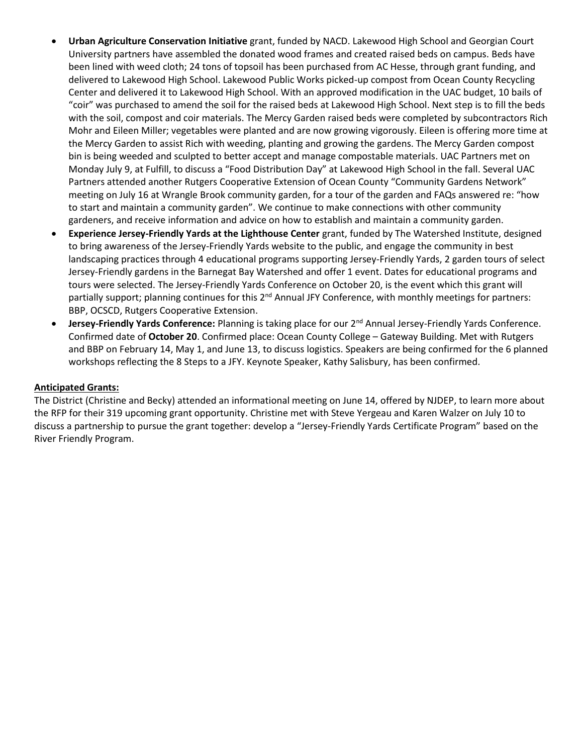- **Urban Agriculture Conservation Initiative** grant, funded by NACD. Lakewood High School and Georgian Court University partners have assembled the donated wood frames and created raised beds on campus. Beds have been lined with weed cloth; 24 tons of topsoil has been purchased from AC Hesse, through grant funding, and delivered to Lakewood High School. Lakewood Public Works picked-up compost from Ocean County Recycling Center and delivered it to Lakewood High School. With an approved modification in the UAC budget, 10 bails of "coir" was purchased to amend the soil for the raised beds at Lakewood High School. Next step is to fill the beds with the soil, compost and coir materials. The Mercy Garden raised beds were completed by subcontractors Rich Mohr and Eileen Miller; vegetables were planted and are now growing vigorously. Eileen is offering more time at the Mercy Garden to assist Rich with weeding, planting and growing the gardens. The Mercy Garden compost bin is being weeded and sculpted to better accept and manage compostable materials. UAC Partners met on Monday July 9, at Fulfill, to discuss a "Food Distribution Day" at Lakewood High School in the fall. Several UAC Partners attended another Rutgers Cooperative Extension of Ocean County "Community Gardens Network" meeting on July 16 at Wrangle Brook community garden, for a tour of the garden and FAQs answered re: "how to start and maintain a community garden". We continue to make connections with other community gardeners, and receive information and advice on how to establish and maintain a community garden.
- **Experience Jersey-Friendly Yards at the Lighthouse Center** grant, funded by The Watershed Institute, designed to bring awareness of the Jersey-Friendly Yards website to the public, and engage the community in best landscaping practices through 4 educational programs supporting Jersey-Friendly Yards, 2 garden tours of select Jersey-Friendly gardens in the Barnegat Bay Watershed and offer 1 event. Dates for educational programs and tours were selected. The Jersey-Friendly Yards Conference on October 20, is the event which this grant will partially support; planning continues for this 2nd Annual JFY Conference, with monthly meetings for partners: BBP, OCSCD, Rutgers Cooperative Extension.
- **Jersey-Friendly Yards Conference:** Planning is taking place for our 2nd Annual Jersey-Friendly Yards Conference. Confirmed date of **October 20**. Confirmed place: Ocean County College – Gateway Building. Met with Rutgers and BBP on February 14, May 1, and June 13, to discuss logistics. Speakers are being confirmed for the 6 planned workshops reflecting the 8 Steps to a JFY. Keynote Speaker, Kathy Salisbury, has been confirmed.

**Anticipated Grants:**

The District (Christine and Becky) attended an informational meeting on June 14, offered by NJDEP, to learn more about the RFP for their 319 upcoming grant opportunity. Christine met with Steve Yergeau and Karen Walzer on July 10 to discuss a partnership to pursue the grant together: develop a "Jersey-Friendly Yards Certificate Program" based on the River Friendly Program.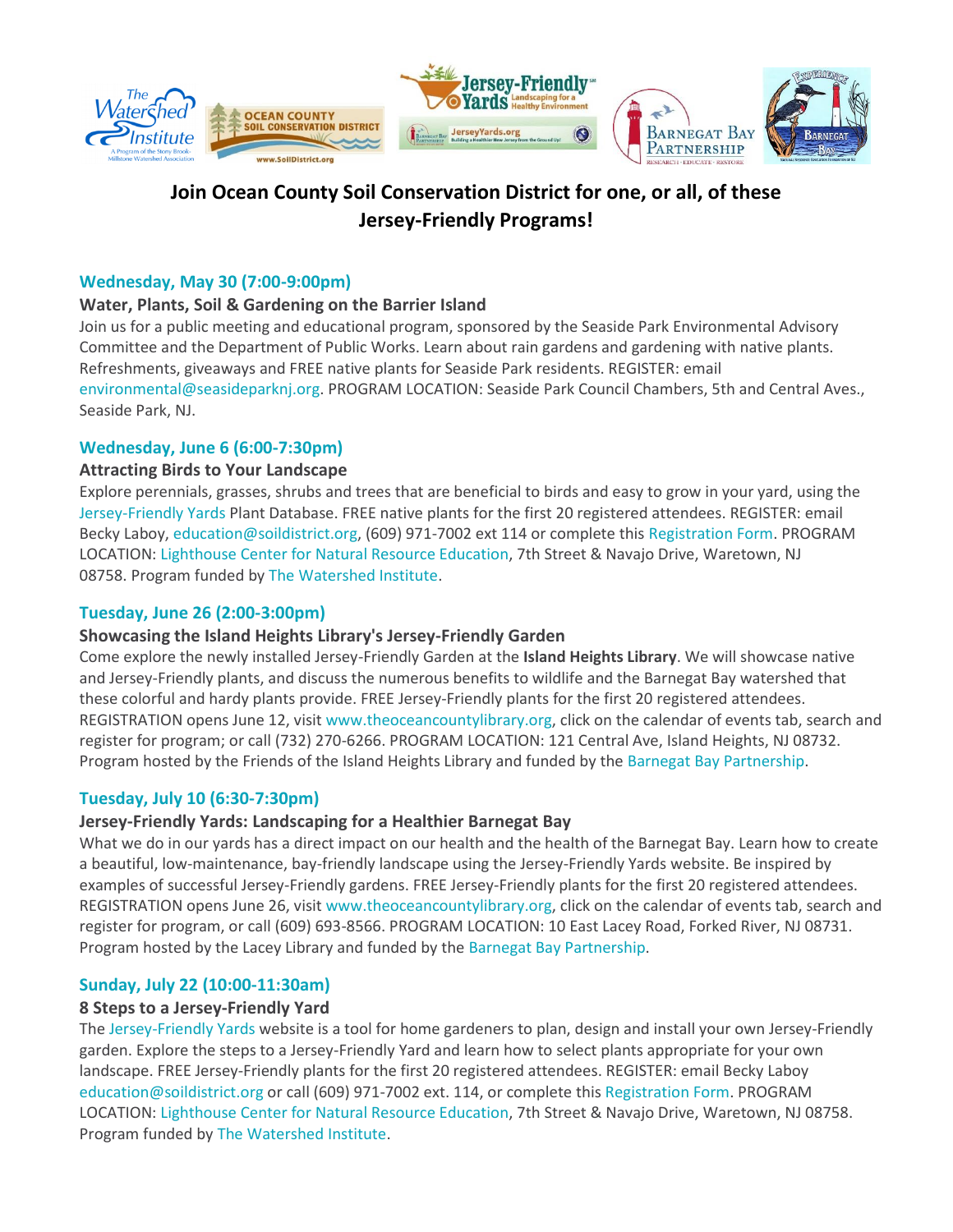## Join Ocean County Soil Conservation District for one, or all, of these Jersey-Friendly Programs!

### Wednesday, May 30 (7:00-9:00pm)

**Water, Plants, Soil & Gardening on the Barrier Island**

Join us for a public meeting and educational program, sponsored by the Seaside Park Environmental Advisory Committee and the Department of Public Works. Learn about rain gardens and gardening with native plants. Refreshments, giveaways and FREE native plants for Seaside Park residents. REGISTER: email environmental@seasideparknj.org. PROGRAM LOCATION: Seaside Park Council Chambers, 5th and Central Aves., Seaside Park, NJ.

### Wednesday, June 6 (6:00-7:30pm)

**Attracting Birds to Your Landscape**

Explore perennials, grasses, shrubs and trees that are beneficial to birds and easy to grow in your yard, using the Jersey-Friendly Yards Plant Database. FREE native plants for the first 20 registered attendees. REGISTER: email Becky Laboy, education@soildistrict.org, (609) 971-7002 ext 114 or complete this Registration Form. PROGRAM LOCATION: Lighthouse Center for Natural Resource Education, 7th Street & Navajo Drive, Waretown, NJ 08758. Program funded by The Watershed Institute.

### Tuesday, June 26 (2:00-3:00pm)

**Showcasing the Island Heights Library's Jersey-Friendly Garden**

Come explore the newly installed Jersey-Friendly Garden at the **Island Heights Library**. We will showcase native and Jersey-Friendly plants, and discuss the numerous benefits to wildlife and the Barnegat Bay watershed that these colorful and hardy plants provide. FREE Jersey-Friendly plants for the first 20 registered attendees. REGISTRATION opens June 12, visit www.theoceancountylibrary.org, click on the calendar of events tab, search and register for program; or call (732) 270-6266. PROGRAM LOCATION: 121 Central Ave, Island Heights, NJ 08732. Program hosted by the Friends of the Island Heights Library and funded by the Barnegat Bay Partnership.

### Tuesday, July 10 (6:30-7:30pm)

**Jersey-Friendly Yards: Landscaping for a Healthier Barnegat Bay**

What we do in our yards has a direct impact on our health and the health of the Barnegat Bay. Learn how to create a beautiful, low-maintenance, bay-friendly landscape using the Jersey-Friendly Yards website. Be inspired by examples of successful Jersey-Friendly gardens. FREE Jersey-Friendly plants for the first 20 registered attendees. REGISTRATION opens June 26, visit www.theoceancountylibrary.org, click on the calendar of events tab, search and register for program, or call (609) 693-8566. PROGRAM LOCATION: 10 East Lacey Road, Forked River, NJ 08731. Program hosted by the Lacey Library and funded by the Barnegat Bay Partnership.

### Sunday, July 22 (10:00-11:30am)

**8 Steps to a Jersey-Friendly Yard**

The Jersey-Friendly Yards website is a tool for home gardeners to plan, design and install your own Jersey-Friendly garden. Explore the steps to a Jersey-Friendly Yard and learn how to select plants appropriate for your own landscape. FREE Jersey-Friendly plants for the first 20 registered attendees. REGISTER: email Becky Laboy education@soildistrict.org or call (609) 971-7002 ext. 114, or complete this Registration Form. PROGRAM LOCATION: Lighthouse Center for Natural Resource Education, 7th Street & Navajo Drive, Waretown, NJ 08758. Program funded by The Watershed Institute.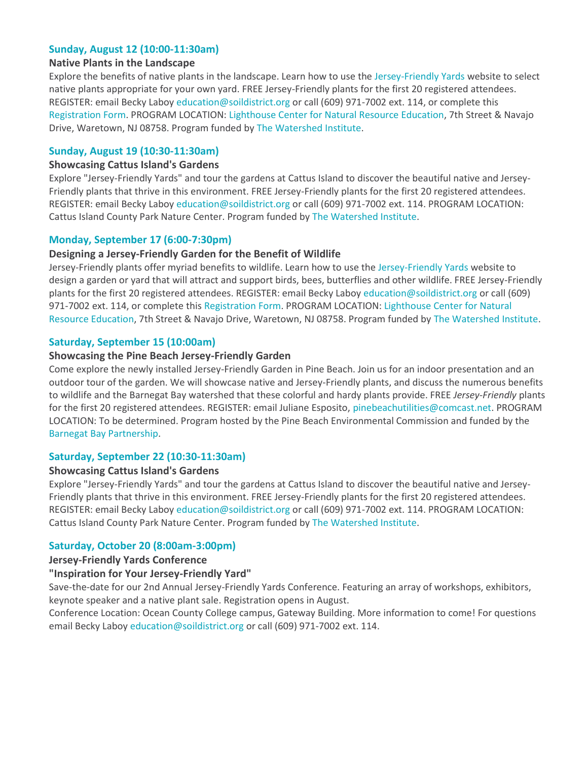### Sunday, August 12 (10:00-11:30am)

**Native Plants in the Landscape**

Explore the benefits of native plants in the landscape. Learn how to use the Jersey-Friendly Yards website to select native plants appropriate for your own yard. FREE Jersey-Friendly plants for the first 20 registered attendees. REGISTER: email Becky Laboy education@soildistrict.org or call (609) 971-7002 ext. 114, or complete this Registration Form. PROGRAM LOCATION: Lighthouse Center for Natural Resource Education, 7th Street & Navajo Drive, Waretown, NJ 08758. Program funded by The Watershed Institute.

### Sunday, August 19 (10:30-11:30am)

**Showcasing Cattus Island's Gardens**

Explore "Jersey-Friendly Yards" and tour the gardens at Cattus Island to discover the beautiful native and Jersey-Friendly plants that thrive in this environment. FREE Jersey-Friendly plants for the first 20 registered attendees. REGISTER: email Becky Laboy education@soildistrict.org or call (609) 971-7002 ext. 114. PROGRAM LOCATION: Cattus Island County Park Nature Center. Program funded by The Watershed Institute.

### Monday, September 17 (6:00-7:30pm)

**Designing a Jersey-Friendly Garden for the Benefit of Wildlife**

Jersey-Friendly plants offer myriad benefits to wildlife. Learn how to use the Jersey-Friendly Yards website to design a garden or yard that will attract and support birds, bees, butterflies and other wildlife. FREE Jersey-Friendly plants for the first 20 registered attendees. REGISTER: email Becky Laboy education@soildistrict.org or call (609) 971-7002 ext. 114, or complete this Registration Form. PROGRAM LOCATION: Lighthouse Center for Natural Resource Education, 7th Street & Navajo Drive, Waretown, NJ 08758. Program funded by The Watershed Institute.

### Saturday, September 15 (10:00am)

**Showcasing the Pine Beach Jersey-Friendly Garden**

Come explore the newly installed Jersey-Friendly Garden in Pine Beach. Join us for an indoor presentation and an outdoor tour of the garden. We will showcase native and Jersey-Friendly plants, and discuss the numerous benefits to wildlife and the Barnegat Bay watershed that these colorful and hardy plants provide. FREE *Jersey-Friendly* plants for the first 20 registered attendees. REGISTER: email Juliane Esposito, pinebeachutilities@comcast.net. PROGRAM LOCATION: To be determined. Program hosted by the Pine Beach Environmental Commission and funded by the Barnegat Bay Partnership.

### Saturday, September 22 (10:30-11:30am)

**Showcasing Cattus Island's Gardens**

Explore "Jersey-Friendly Yards" and tour the gardens at Cattus Island to discover the beautiful native and Jersey-Friendly plants that thrive in this environment. FREE Jersey-Friendly plants for the first 20 registered attendees. REGISTER: email Becky Laboy education@soildistrict.org or call (609) 971-7002 ext. 114. PROGRAM LOCATION: Cattus Island County Park Nature Center. Program funded by The Watershed Institute.

### Saturday, October 20 (8:00am-3:00pm)

**Jersey-Friendly Yards Conference**

**"Inspiration for Your Jersey-Friendly Yard"**

Save-the-date for our 2nd Annual Jersey-Friendly Yards Conference. Featuring an array of workshops, exhibitors, keynote speaker and a native plant sale. Registration opens in August.

Conference Location: Ocean County College campus, Gateway Building. More information to come! For questions email Becky Laboy education@soildistrict.org or call (609) 971-7002 ext. 114.